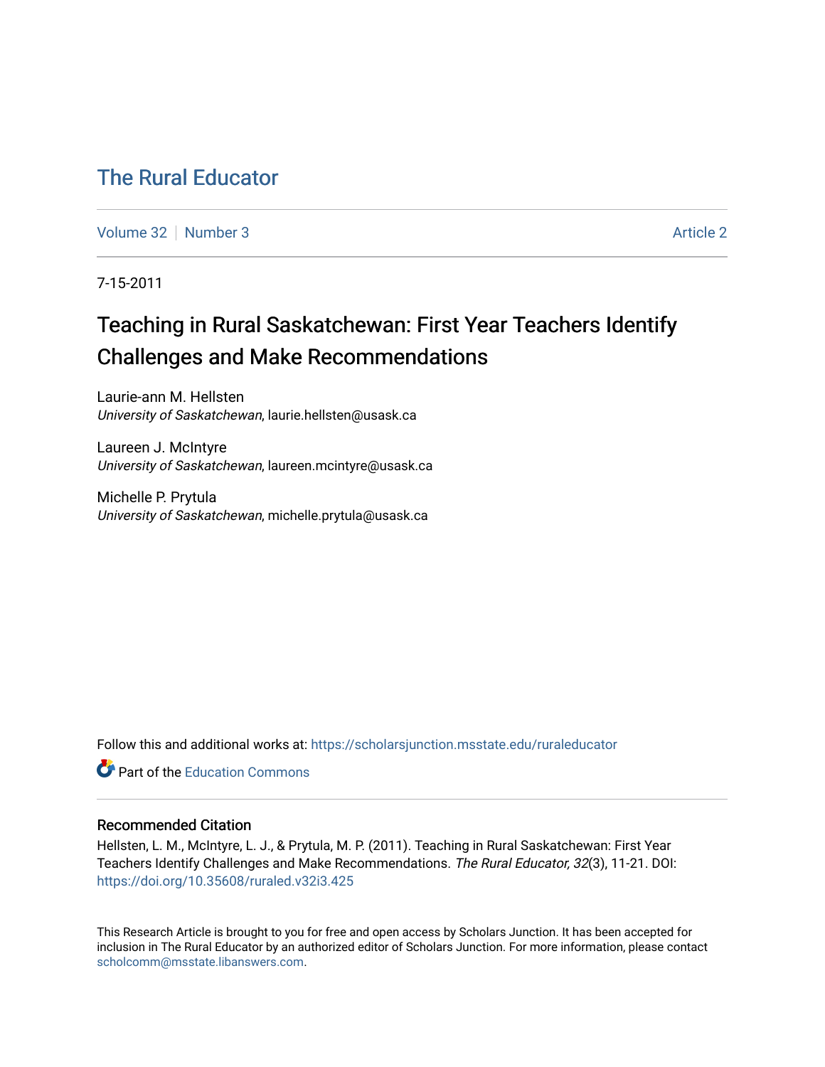# The Rural Educator

Volume 32 | Number 3 | Article 2

7-15-2011

## Teaching in Rural Saskatchewan: First Year Teachers Identify Challenges and Make Recommendations

Laurie-ann M. Hellsten
*University of Saskatchewan*, laurie.hellsten@usask.ca

Laureen J. McIntyre
*University of Saskatchewan*, laureen.mcintyre@usask.ca

Michelle P. Prytula
*University of Saskatchewan*, michelle.prytula@usask.ca

Follow this and additional works at: https://scholarsjunction.msstate.edu/ruraleducator

Part of the Education Commons

### Recommended Citation

Hellsten, L. M., McIntyre, L. J., & Prytula, M. P. (2011). Teaching in Rural Saskatchewan: First Year Teachers Identify Challenges and Make Recommendations. *The Rural Educator, 32*(3), 11-21. DOI: https://doi.org/10.35608/ruraled.v32i3.425

This Research Article is brought to you for free and open access by Scholars Junction. It has been accepted for inclusion in The Rural Educator by an authorized editor of Scholars Junction. For more information, please contact scholcomm@msstate.libanswers.com.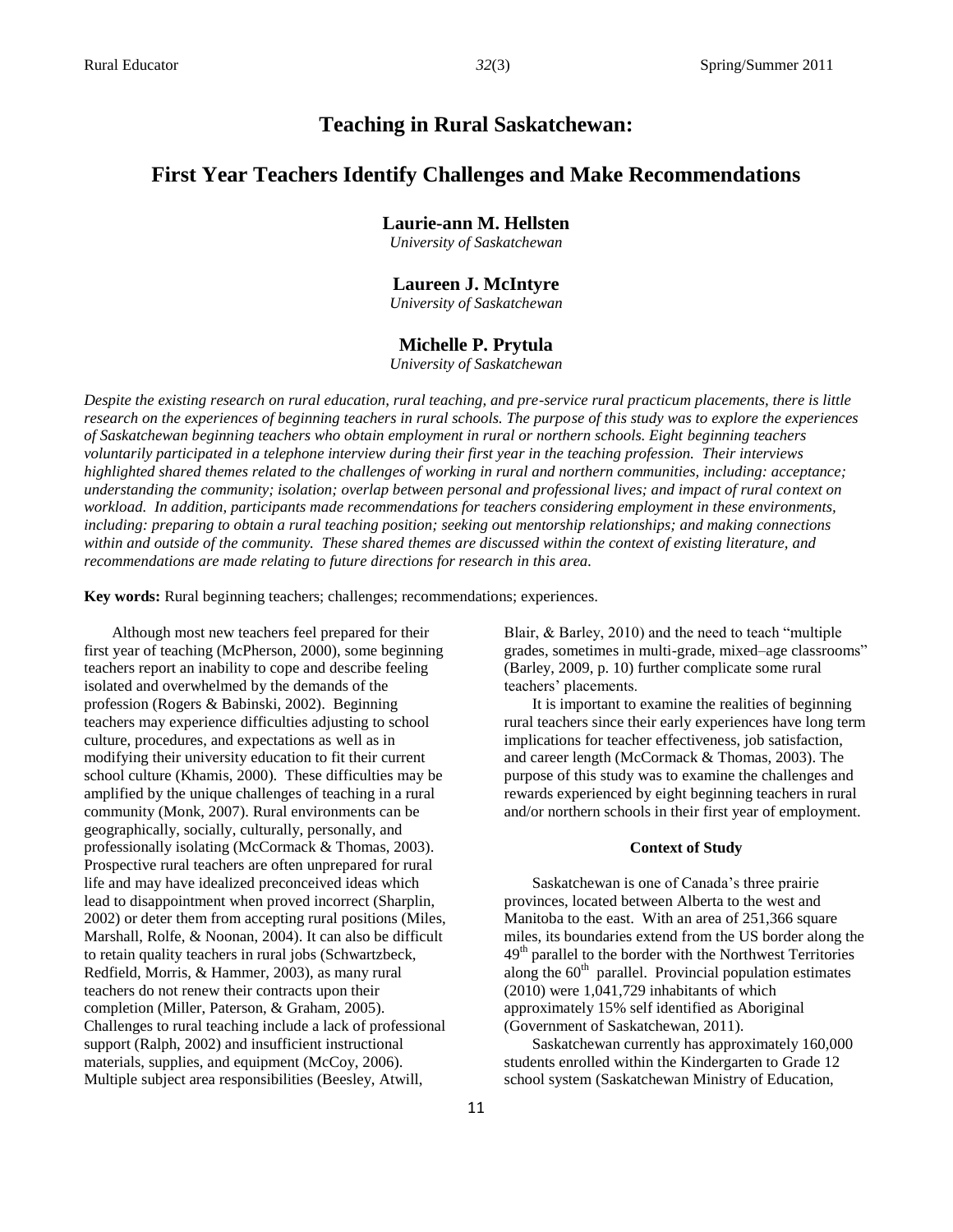# Teaching in Rural Saskatchewan:

# First Year Teachers Identify Challenges and Make Recommendations

**Laurie-ann M. Hellsten**
*University of Saskatchewan*

**Laureen J. McIntyre**
*University of Saskatchewan*

**Michelle P. Prytula**
*University of Saskatchewan*

*Despite the existing research on rural education, rural teaching, and pre-service rural practicum placements, there is little research on the experiences of beginning teachers in rural schools. The purpose of this study was to explore the experiences of Saskatchewan beginning teachers who obtain employment in rural or northern schools. Eight beginning teachers voluntarily participated in a telephone interview during their first year in the teaching profession. Their interviews highlighted shared themes related to the challenges of working in rural and northern communities, including: acceptance; understanding the community; isolation; overlap between personal and professional lives; and impact of rural context on workload. In addition, participants made recommendations for teachers considering employment in these environments, including: preparing to obtain a rural teaching position; seeking out mentorship relationships; and making connections within and outside of the community. These shared themes are discussed within the context of existing literature, and recommendations are made relating to future directions for research in this area.*

**Key words:** Rural beginning teachers; challenges; recommendations; experiences.

Although most new teachers feel prepared for their first year of teaching (McPherson, 2000), some beginning teachers report an inability to cope and describe feeling isolated and overwhelmed by the demands of the profession (Rogers & Babinski, 2002). Beginning teachers may experience difficulties adjusting to school culture, procedures, and expectations as well as in modifying their university education to fit their current school culture (Khamis, 2000). These difficulties may be amplified by the unique challenges of teaching in a rural community (Monk, 2007). Rural environments can be geographically, socially, culturally, personally, and professionally isolating (McCormack & Thomas, 2003). Prospective rural teachers are often unprepared for rural life and may have idealized preconceived ideas which lead to disappointment when proved incorrect (Sharplin, 2002) or deter them from accepting rural positions (Miles, Marshall, Rolfe, & Noonan, 2004). It can also be difficult to retain quality teachers in rural jobs (Schwartzbeck, Redfield, Morris, & Hammer, 2003), as many rural teachers do not renew their contracts upon their completion (Miller, Paterson, & Graham, 2005). Challenges to rural teaching include a lack of professional support (Ralph, 2002) and insufficient instructional materials, supplies, and equipment (McCoy, 2006). Multiple subject area responsibilities (Beesley, Atwill, Blair, & Barley, 2010) and the need to teach "multiple grades, sometimes in multi-grade, mixed–age classrooms" (Barley, 2009, p. 10) further complicate some rural teachers' placements.

It is important to examine the realities of beginning rural teachers since their early experiences have long term implications for teacher effectiveness, job satisfaction, and career length (McCormack & Thomas, 2003). The purpose of this study was to examine the challenges and rewards experienced by eight beginning teachers in rural and/or northern schools in their first year of employment.

#### Context of Study

Saskatchewan is one of Canada's three prairie provinces, located between Alberta to the west and Manitoba to the east. With an area of 251,366 square miles, its boundaries extend from the US border along the 49th parallel to the border with the Northwest Territories along the 60th parallel. Provincial population estimates (2010) were 1,041,729 inhabitants of which approximately 15% self identified as Aboriginal (Government of Saskatchewan, 2011).

Saskatchewan currently has approximately 160,000 students enrolled within the Kindergarten to Grade 12 school system (Saskatchewan Ministry of Education,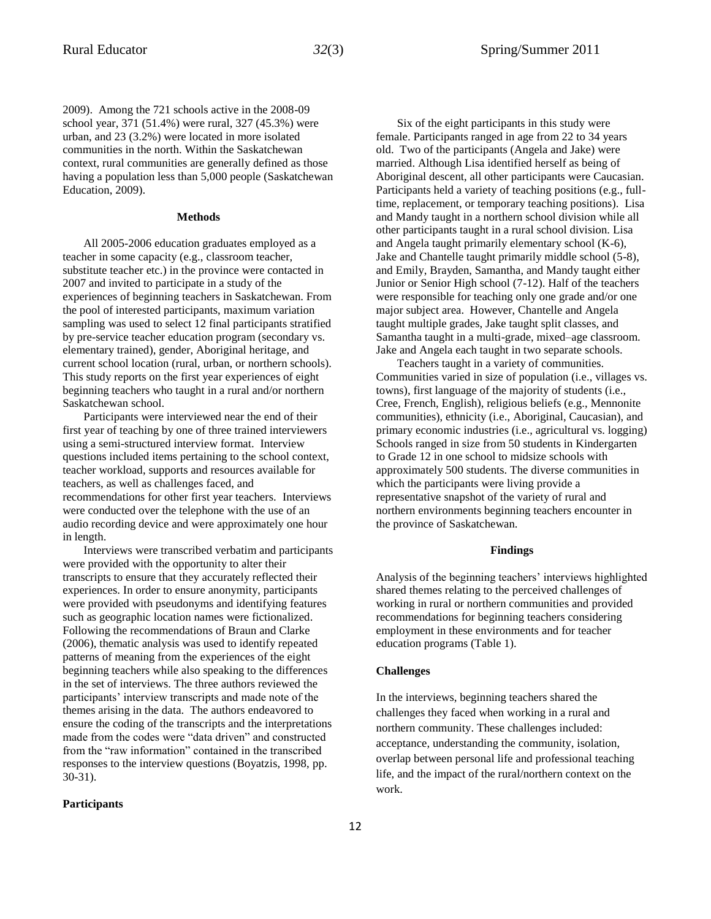2009). Among the 721 schools active in the 2008-09 school year, 371 (51.4%) were rural, 327 (45.3%) were urban, and 23 (3.2%) were located in more isolated communities in the north. Within the Saskatchewan context, rural communities are generally defined as those having a population less than 5,000 people (Saskatchewan Education, 2009).

## Methods

All 2005-2006 education graduates employed as a teacher in some capacity (e.g., classroom teacher, substitute teacher etc.) in the province were contacted in 2007 and invited to participate in a study of the experiences of beginning teachers in Saskatchewan. From the pool of interested participants, maximum variation sampling was used to select 12 final participants stratified by pre-service teacher education program (secondary vs. elementary trained), gender, Aboriginal heritage, and current school location (rural, urban, or northern schools). This study reports on the first year experiences of eight beginning teachers who taught in a rural and/or northern Saskatchewan school.

Participants were interviewed near the end of their first year of teaching by one of three trained interviewers using a semi-structured interview format. Interview questions included items pertaining to the school context, teacher workload, supports and resources available for teachers, as well as challenges faced, and recommendations for other first year teachers. Interviews were conducted over the telephone with the use of an audio recording device and were approximately one hour in length.

Interviews were transcribed verbatim and participants were provided with the opportunity to alter their transcripts to ensure that they accurately reflected their experiences. In order to ensure anonymity, participants were provided with pseudonyms and identifying features such as geographic location names were fictionalized. Following the recommendations of Braun and Clarke (2006), thematic analysis was used to identify repeated patterns of meaning from the experiences of the eight beginning teachers while also speaking to the differences in the set of interviews. The three authors reviewed the participants' interview transcripts and made note of the themes arising in the data. The authors endeavored to ensure the coding of the transcripts and the interpretations made from the codes were "data driven" and constructed from the "raw information" contained in the transcribed responses to the interview questions (Boyatzis, 1998, pp. 30-31).

### Participants

Six of the eight participants in this study were female. Participants ranged in age from 22 to 34 years old. Two of the participants (Angela and Jake) were married. Although Lisa identified herself as being of Aboriginal descent, all other participants were Caucasian. Participants held a variety of teaching positions (e.g., full-time, replacement, or temporary teaching positions). Lisa and Mandy taught in a northern school division while all other participants taught in a rural school division. Lisa and Angela taught primarily elementary school (K-6), Jake and Chantelle taught primarily middle school (5-8), and Emily, Brayden, Samantha, and Mandy taught either Junior or Senior High school (7-12). Half of the teachers were responsible for teaching only one grade and/or one major subject area. However, Chantelle and Angela taught multiple grades, Jake taught split classes, and Samantha taught in a multi-grade, mixed–age classroom. Jake and Angela each taught in two separate schools.

Teachers taught in a variety of communities. Communities varied in size of population (i.e., villages vs. towns), first language of the majority of students (i.e., Cree, French, English), religious beliefs (e.g., Mennonite communities), ethnicity (i.e., Aboriginal, Caucasian), and primary economic industries (i.e., agricultural vs. logging) Schools ranged in size from 50 students in Kindergarten to Grade 12 in one school to midsize schools with approximately 500 students. The diverse communities in which the participants were living provide a representative snapshot of the variety of rural and northern environments beginning teachers encounter in the province of Saskatchewan.

## Findings

Analysis of the beginning teachers' interviews highlighted shared themes relating to the perceived challenges of working in rural or northern communities and provided recommendations for beginning teachers considering employment in these environments and for teacher education programs (Table 1).

### Challenges

In the interviews, beginning teachers shared the challenges they faced when working in a rural and northern community. These challenges included: acceptance, understanding the community, isolation, overlap between personal life and professional teaching life, and the impact of the rural/northern context on the work.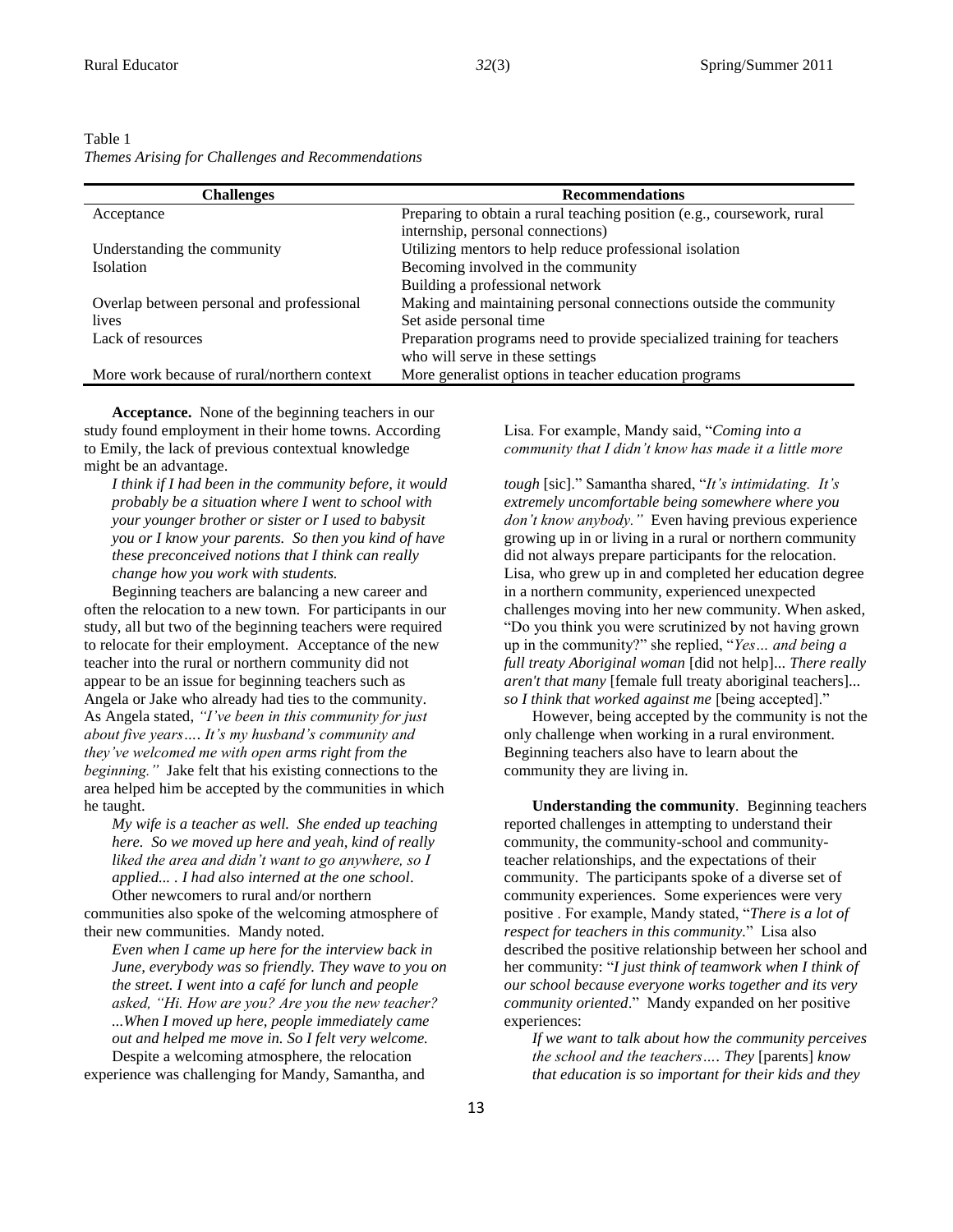Table 1
*Themes Arising for Challenges and Recommendations*

| Challenges | Recommendations |
|---|---|
| Acceptance | Preparing to obtain a rural teaching position (e.g., coursework, rural internship, personal connections) |
| Understanding the community | Utilizing mentors to help reduce professional isolation |
| Isolation | Becoming involved in the community |
| | Building a professional network |
| Overlap between personal and professional lives | Making and maintaining personal connections outside the community |
| | Set aside personal time |
| Lack of resources | Preparation programs need to provide specialized training for teachers who will serve in these settings |
| More work because of rural/northern context | More generalist options in teacher education programs |

**Acceptance.** None of the beginning teachers in our study found employment in their home towns. According to Emily, the lack of previous contextual knowledge might be an advantage.

> *I think if I had been in the community before, it would probably be a situation where I went to school with your younger brother or sister or I used to babysit you or I know your parents. So then you kind of have these preconceived notions that I think can really change how you work with students.*

Beginning teachers are balancing a new career and often the relocation to a new town. For participants in our study, all but two of the beginning teachers were required to relocate for their employment. Acceptance of the new teacher into the rural or northern community did not appear to be an issue for beginning teachers such as Angela or Jake who already had ties to the community. As Angela stated, *"I've been in this community for just about five years…. It's my husband's community and they've welcomed me with open arms right from the beginning."* Jake felt that his existing connections to the area helped him be accepted by the communities in which he taught.

> *My wife is a teacher as well. She ended up teaching here. So we moved up here and yeah, kind of really liked the area and didn't want to go anywhere, so I applied... . I had also interned at the one school*.

Other newcomers to rural and/or northern communities also spoke of the welcoming atmosphere of their new communities. Mandy noted.

> *Even when I came up here for the interview back in June, everybody was so friendly. They wave to you on the street. I went into a café for lunch and people asked, "Hi. How are you? Are you the new teacher? ...When I moved up here, people immediately came out and helped me move in. So I felt very welcome.*

Despite a welcoming atmosphere, the relocation experience was challenging for Mandy, Samantha, and Lisa. For example, Mandy said, "*Coming into a community that I didn't know has made it a little more tough* [sic]." Samantha shared, "*It's intimidating. It's extremely uncomfortable being somewhere where you don't know anybody."* Even having previous experience growing up in or living in a rural or northern community did not always prepare participants for the relocation. Lisa, who grew up in and completed her education degree in a northern community, experienced unexpected challenges moving into her new community. When asked, "Do you think you were scrutinized by not having grown up in the community?" she replied, "*Yes… and being a full treaty Aboriginal woman* [did not help]... *There really aren't that many* [female full treaty aboriginal teachers]... *so I think that worked against me* [being accepted]."

However, being accepted by the community is not the only challenge when working in a rural environment. Beginning teachers also have to learn about the community they are living in.

**Understanding the community**. Beginning teachers reported challenges in attempting to understand their community, the community-school and community-teacher relationships, and the expectations of their community. The participants spoke of a diverse set of community experiences. Some experiences were very positive . For example, Mandy stated, "*There is a lot of respect for teachers in this community.*" Lisa also described the positive relationship between her school and her community: "*I just think of teamwork when I think of our school because everyone works together and its very community oriented*." Mandy expanded on her positive experiences:

> *If we want to talk about how the community perceives the school and the teachers…. They* [parents] *know that education is so important for their kids and they*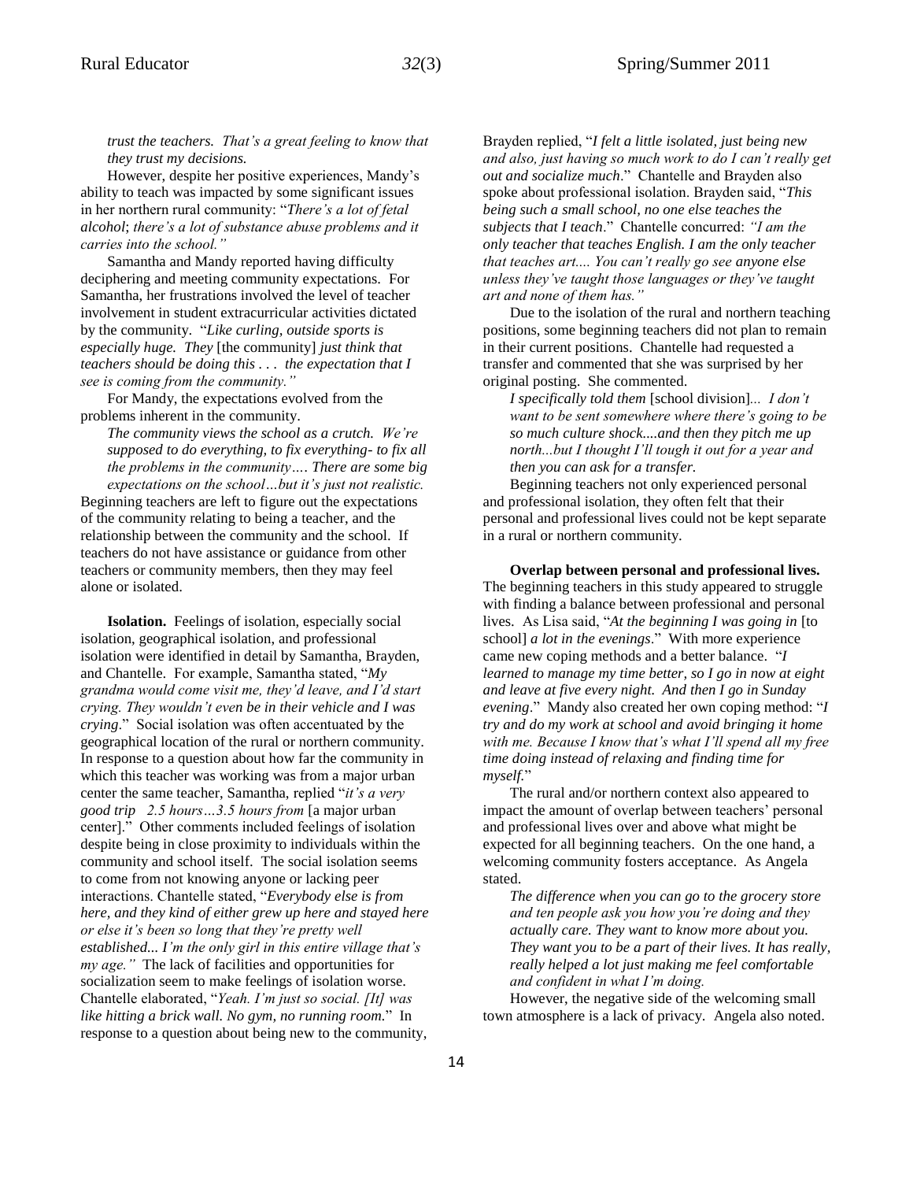*trust the teachers. That's a great feeling to know that they trust my decisions.*

However, despite her positive experiences, Mandy's ability to teach was impacted by some significant issues in her northern rural community: "*There's a lot of fetal alcohol*; *there's a lot of substance abuse problems and it carries into the school."*

Samantha and Mandy reported having difficulty deciphering and meeting community expectations. For Samantha, her frustrations involved the level of teacher involvement in student extracurricular activities dictated by the community. "*Like curling, outside sports is especially huge. They* [the community] *just think that teachers should be doing this . . . the expectation that I see is coming from the community."*

For Mandy, the expectations evolved from the problems inherent in the community.

> *The community views the school as a crutch. We're supposed to do everything, to fix everything- to fix all the problems in the community…. There are some big expectations on the school…but it's just not realistic.*

Beginning teachers are left to figure out the expectations of the community relating to being a teacher, and the relationship between the community and the school. If teachers do not have assistance or guidance from other teachers or community members, then they may feel alone or isolated.

**Isolation.** Feelings of isolation, especially social isolation, geographical isolation, and professional isolation were identified in detail by Samantha, Brayden, and Chantelle. For example, Samantha stated, "*My grandma would come visit me, they'd leave, and I'd start crying. They wouldn't even be in their vehicle and I was crying*." Social isolation was often accentuated by the geographical location of the rural or northern community. In response to a question about how far the community in which this teacher was working was from a major urban center the same teacher, Samantha, replied "*it's a very good trip 2.5 hours…3.5 hours from* [a major urban center]." Other comments included feelings of isolation despite being in close proximity to individuals within the community and school itself. The social isolation seems to come from not knowing anyone or lacking peer interactions. Chantelle stated, "*Everybody else is from here, and they kind of either grew up here and stayed here or else it's been so long that they're pretty well established... I'm the only girl in this entire village that's my age."* The lack of facilities and opportunities for socialization seem to make feelings of isolation worse. Chantelle elaborated, "*Yeah. I'm just so social. [It] was like hitting a brick wall. No gym, no running room.*" In response to a question about being new to the community, Brayden replied, "*I felt a little isolated, just being new and also, just having so much work to do I can't really get out and socialize much*." Chantelle and Brayden also spoke about professional isolation. Brayden said, "*This being such a small school, no one else teaches the subjects that I teach*." Chantelle concurred: *"I am the only teacher that teaches English. I am the only teacher that teaches art.... You can't really go see anyone else unless they've taught those languages or they've taught art and none of them has."*

Due to the isolation of the rural and northern teaching positions, some beginning teachers did not plan to remain in their current positions. Chantelle had requested a transfer and commented that she was surprised by her original posting. She commented.

> *I specifically told them* [school division]*... I don't want to be sent somewhere where there's going to be so much culture shock....and then they pitch me up north...but I thought I'll tough it out for a year and then you can ask for a transfer.*

Beginning teachers not only experienced personal and professional isolation, they often felt that their personal and professional lives could not be kept separate in a rural or northern community.

**Overlap between personal and professional lives.** The beginning teachers in this study appeared to struggle with finding a balance between professional and personal lives. As Lisa said, "*At the beginning I was going in* [to school] *a lot in the evenings*." With more experience came new coping methods and a better balance. "*I learned to manage my time better, so I go in now at eight and leave at five every night. And then I go in Sunday evening*." Mandy also created her own coping method: "*I try and do my work at school and avoid bringing it home with me. Because I know that's what I'll spend all my free time doing instead of relaxing and finding time for myself*."

The rural and/or northern context also appeared to impact the amount of overlap between teachers' personal and professional lives over and above what might be expected for all beginning teachers. On the one hand, a welcoming community fosters acceptance. As Angela stated.

> *The difference when you can go to the grocery store and ten people ask you how you're doing and they actually care. They want to know more about you. They want you to be a part of their lives. It has really, really helped a lot just making me feel comfortable and confident in what I'm doing.*

However, the negative side of the welcoming small town atmosphere is a lack of privacy. Angela also noted.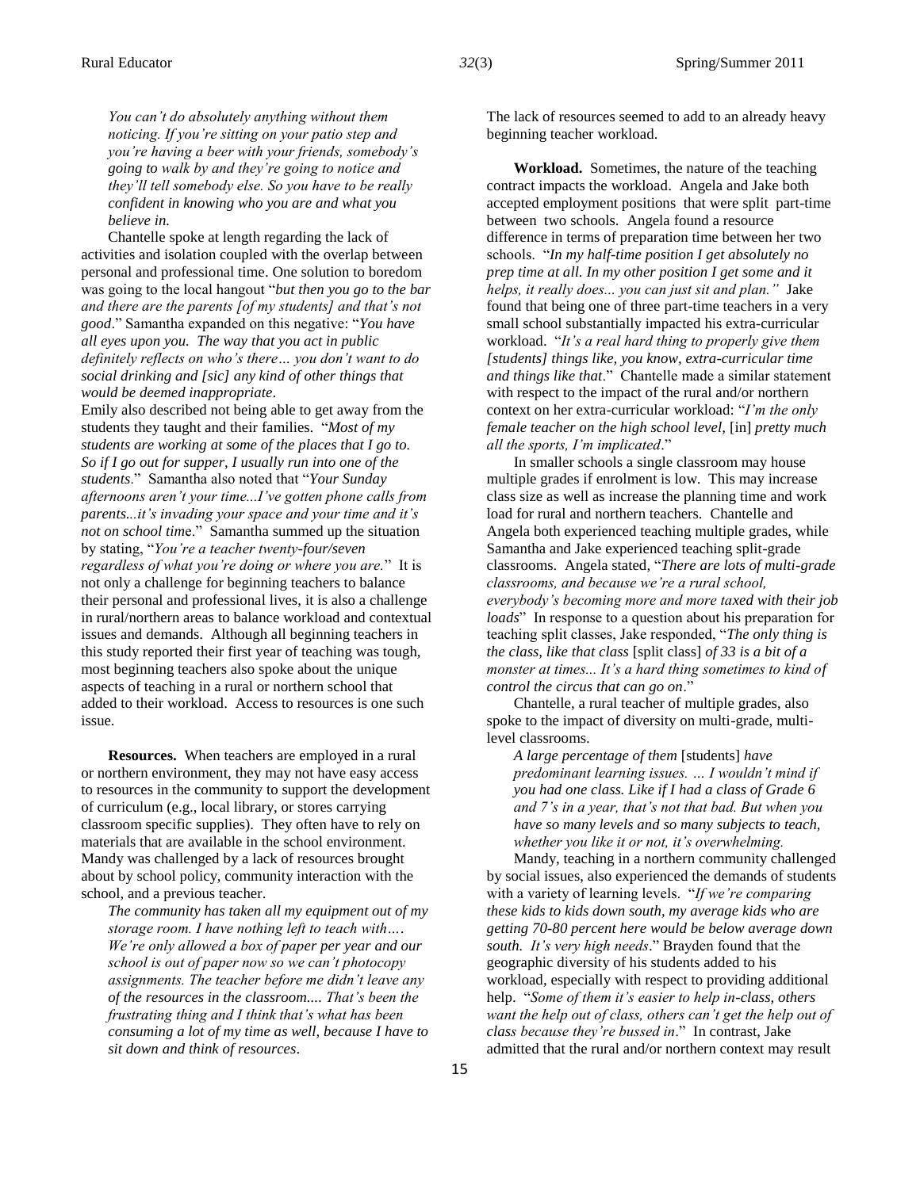*You can't do absolutely anything without them noticing. If you're sitting on your patio step and you're having a beer with your friends, somebody's going to walk by and they're going to notice and they'll tell somebody else. So you have to be really confident in knowing who you are and what you believe in.*

Chantelle spoke at length regarding the lack of activities and isolation coupled with the overlap between personal and professional time. One solution to boredom was going to the local hangout "*but then you go to the bar and there are the parents [of my students] and that's not good*." Samantha expanded on this negative: "*You have all eyes upon you. The way that you act in public definitely reflects on who's there… you don't want to do social drinking and [sic] any kind of other things that would be deemed inappropriate*.

Emily also described not being able to get away from the students they taught and their families. "*Most of my students are working at some of the places that I go to. So if I go out for supper, I usually run into one of the students*." Samantha also noted that "*Your Sunday afternoons aren't your time...I've gotten phone calls from parents...it's invading your space and your time and it's not on school tim*e." Samantha summed up the situation by stating, "*You're a teacher twenty-four/seven regardless of what you're doing or where you are.*" It is not only a challenge for beginning teachers to balance their personal and professional lives, it is also a challenge in rural/northern areas to balance workload and contextual issues and demands. Although all beginning teachers in this study reported their first year of teaching was tough, most beginning teachers also spoke about the unique aspects of teaching in a rural or northern school that added to their workload. Access to resources is one such issue.

**Resources.** When teachers are employed in a rural or northern environment, they may not have easy access to resources in the community to support the development of curriculum (e.g., local library, or stores carrying classroom specific supplies). They often have to rely on materials that are available in the school environment. Mandy was challenged by a lack of resources brought about by school policy, community interaction with the school, and a previous teacher.

*The community has taken all my equipment out of my storage room. I have nothing left to teach with…. We're only allowed a box of paper per year and our school is out of paper now so we can't photocopy assignments. The teacher before me didn't leave any of the resources in the classroom.... That's been the frustrating thing and I think that's what has been consuming a lot of my time as well, because I have to sit down and think of resources*.

The lack of resources seemed to add to an already heavy beginning teacher workload.

**Workload.** Sometimes, the nature of the teaching contract impacts the workload. Angela and Jake both accepted employment positions that were split part-time between two schools. Angela found a resource difference in terms of preparation time between her two schools. "*In my half-time position I get absolutely no prep time at all. In my other position I get some and it helps, it really does... you can just sit and plan.*" Jake found that being one of three part-time teachers in a very small school substantially impacted his extra-curricular workload. "*It's a real hard thing to properly give them [students] things like, you know, extra-curricular time and things like that*." Chantelle made a similar statement with respect to the impact of the rural and/or northern context on her extra-curricular workload: "*I'm the only female teacher on the high school level,* [in] *pretty much all the sports, I'm implicated*."

In smaller schools a single classroom may house multiple grades if enrolment is low. This may increase class size as well as increase the planning time and work load for rural and northern teachers. Chantelle and Angela both experienced teaching multiple grades, while Samantha and Jake experienced teaching split-grade classrooms. Angela stated, "*There are lots of multi-grade classrooms, and because we're a rural school, everybody's becoming more and more taxed with their job loads*" In response to a question about his preparation for teaching split classes, Jake responded, "*The only thing is the class, like that class* [split class] *of 33 is a bit of a monster at times... It's a hard thing sometimes to kind of control the circus that can go on*."

Chantelle, a rural teacher of multiple grades, also spoke to the impact of diversity on multi-grade, multi-level classrooms.

*A large percentage of them* [students] *have predominant learning issues. … I wouldn't mind if you had one class. Like if I had a class of Grade 6 and 7's in a year, that's not that bad. But when you have so many levels and so many subjects to teach, whether you like it or not, it's overwhelming.*

Mandy, teaching in a northern community challenged by social issues, also experienced the demands of students with a variety of learning levels. "*If we're comparing these kids to kids down south, my average kids who are getting 70-80 percent here would be below average down south. It's very high needs*." Brayden found that the geographic diversity of his students added to his workload, especially with respect to providing additional help. "*Some of them it's easier to help in-class, others want the help out of class, others can't get the help out of class because they're bussed in*." In contrast, Jake admitted that the rural and/or northern context may result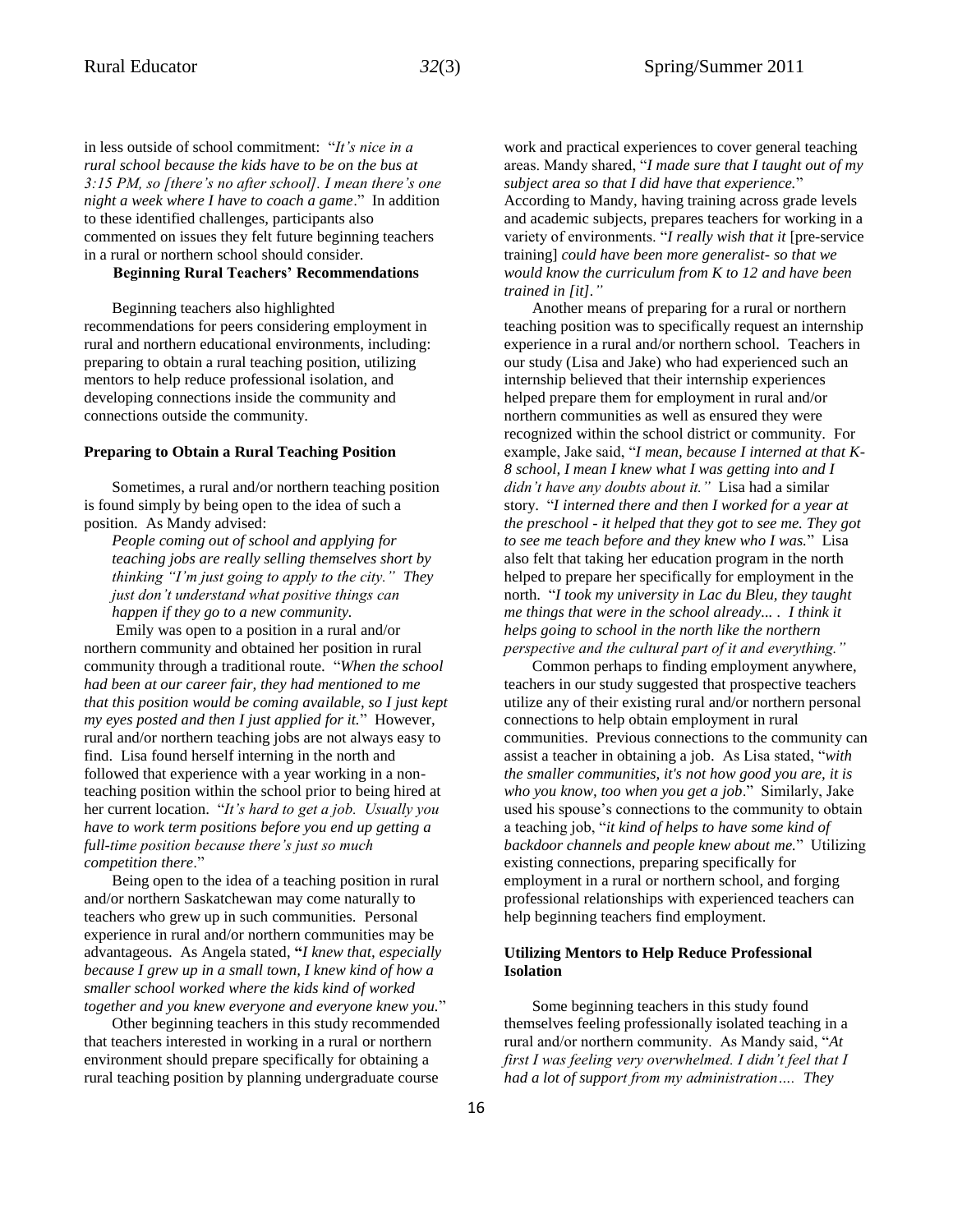in less outside of school commitment: "*It's nice in a rural school because the kids have to be on the bus at 3:15 PM, so [there's no after school]. I mean there's one night a week where I have to coach a game*." In addition to these identified challenges, participants also commented on issues they felt future beginning teachers in a rural or northern school should consider.

## Beginning Rural Teachers' Recommendations

Beginning teachers also highlighted recommendations for peers considering employment in rural and northern educational environments, including: preparing to obtain a rural teaching position, utilizing mentors to help reduce professional isolation, and developing connections inside the community and connections outside the community.

### Preparing to Obtain a Rural Teaching Position

Sometimes, a rural and/or northern teaching position is found simply by being open to the idea of such a position. As Mandy advised:

> *People coming out of school and applying for teaching jobs are really selling themselves short by thinking "I'm just going to apply to the city." They just don't understand what positive things can happen if they go to a new community.*

Emily was open to a position in a rural and/or northern community and obtained her position in rural community through a traditional route. "*When the school had been at our career fair, they had mentioned to me that this position would be coming available, so I just kept my eyes posted and then I just applied for it.*" However, rural and/or northern teaching jobs are not always easy to find. Lisa found herself interning in the north and followed that experience with a year working in a non-teaching position within the school prior to being hired at her current location. "*It's hard to get a job. Usually you have to work term positions before you end up getting a full-time position because there's just so much competition there*."

Being open to the idea of a teaching position in rural and/or northern Saskatchewan may come naturally to teachers who grew up in such communities. Personal experience in rural and/or northern communities may be advantageous. As Angela stated, "*I knew that, especially because I grew up in a small town, I knew kind of how a smaller school worked where the kids kind of worked together and you knew everyone and everyone knew you.*"

Other beginning teachers in this study recommended that teachers interested in working in a rural or northern environment should prepare specifically for obtaining a rural teaching position by planning undergraduate course work and practical experiences to cover general teaching areas. Mandy shared, "*I made sure that I taught out of my subject area so that I did have that experience.*" According to Mandy, having training across grade levels and academic subjects, prepares teachers for working in a variety of environments. "*I really wish that it* [pre-service training] *could have been more generalist- so that we would know the curriculum from K to 12 and have been trained in [it]."*

Another means of preparing for a rural or northern teaching position was to specifically request an internship experience in a rural and/or northern school. Teachers in our study (Lisa and Jake) who had experienced such an internship believed that their internship experiences helped prepare them for employment in rural and/or northern communities as well as ensured they were recognized within the school district or community. For example, Jake said, "*I mean, because I interned at that K-8 school, I mean I knew what I was getting into and I didn't have any doubts about it."* Lisa had a similar story. "*I interned there and then I worked for a year at the preschool - it helped that they got to see me. They got to see me teach before and they knew who I was.*" Lisa also felt that taking her education program in the north helped to prepare her specifically for employment in the north. "*I took my university in Lac du Bleu, they taught me things that were in the school already... . I think it helps going to school in the north like the northern perspective and the cultural part of it and everything."*

Common perhaps to finding employment anywhere, teachers in our study suggested that prospective teachers utilize any of their existing rural and/or northern personal connections to help obtain employment in rural communities. Previous connections to the community can assist a teacher in obtaining a job. As Lisa stated, "*with the smaller communities, it's not how good you are, it is who you know, too when you get a job*." Similarly, Jake used his spouse's connections to the community to obtain a teaching job, "*it kind of helps to have some kind of backdoor channels and people knew about me.*" Utilizing existing connections, preparing specifically for employment in a rural or northern school, and forging professional relationships with experienced teachers can help beginning teachers find employment.

### Utilizing Mentors to Help Reduce Professional Isolation

Some beginning teachers in this study found themselves feeling professionally isolated teaching in a rural and/or northern community. As Mandy said, "*At first I was feeling very overwhelmed. I didn't feel that I had a lot of support from my administration…. They*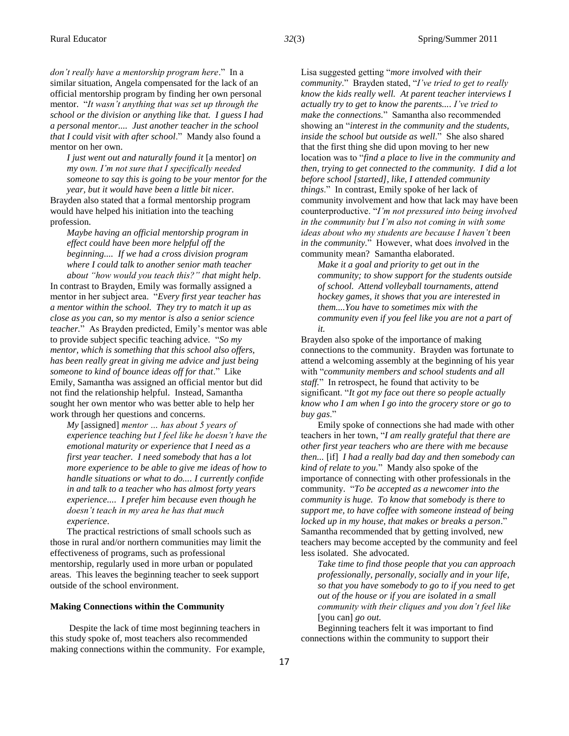*don't really have a mentorship program here*." In a similar situation, Angela compensated for the lack of an official mentorship program by finding her own personal mentor. "*It wasn't anything that was set up through the school or the division or anything like that. I guess I had a personal mentor.... Just another teacher in the school that I could visit with after school*." Mandy also found a mentor on her own.

> *I just went out and naturally found it* [a mentor] *on my own. I'm not sure that I specifically needed someone to say this is going to be your mentor for the year, but it would have been a little bit nicer.*

Brayden also stated that a formal mentorship program would have helped his initiation into the teaching profession.

> *Maybe having an official mentorship program in effect could have been more helpful off the beginning.... If we had a cross division program where I could talk to another senior math teacher about "how would you teach this?" that might help*.

In contrast to Brayden, Emily was formally assigned a mentor in her subject area. "*Every first year teacher has a mentor within the school. They try to match it up as close as you can, so my mentor is also a senior science teacher.*" As Brayden predicted, Emily's mentor was able to provide subject specific teaching advice. "*So my mentor, which is something that this school also offers, has been really great in giving me advice and just being someone to kind of bounce ideas off for that*." Like Emily, Samantha was assigned an official mentor but did not find the relationship helpful. Instead, Samantha sought her own mentor who was better able to help her work through her questions and concerns.

> *My* [assigned] *mentor … has about 5 years of experience teaching but I feel like he doesn't have the emotional maturity or experience that I need as a first year teacher. I need somebody that has a lot more experience to be able to give me ideas of how to handle situations or what to do.... I currently confide in and talk to a teacher who has almost forty years experience.... I prefer him because even though he doesn't teach in my area he has that much experience*.

The practical restrictions of small schools such as those in rural and/or northern communities may limit the effectiveness of programs, such as professional mentorship, regularly used in more urban or populated areas. This leaves the beginning teacher to seek support outside of the school environment.

**Making Connections within the Community**

Despite the lack of time most beginning teachers in this study spoke of, most teachers also recommended making connections within the community. For example, Lisa suggested getting "*more involved with their community*." Brayden stated, "*I've tried to get to really know the kids really well. At parent teacher interviews I actually try to get to know the parents.... I've tried to make the connections.*" Samantha also recommended showing an "*interest in the community and the students, inside the school but outside as well*." She also shared that the first thing she did upon moving to her new location was to "*find a place to live in the community and then, trying to get connected to the community. I did a lot before school [started], like, I attended community things*." In contrast, Emily spoke of her lack of community involvement and how that lack may have been counterproductive. "*I'm not pressured into being involved in the community but I'm also not coming in with some ideas about who my students are because I haven't been in the community.*" However, what does *involved* in the community mean? Samantha elaborated.

> *Make it a goal and priority to get out in the community; to show support for the students outside of school. Attend volleyball tournaments, attend hockey games, it shows that you are interested in them....You have to sometimes mix with the community even if you feel like you are not a part of it.*

Brayden also spoke of the importance of making connections to the community. Brayden was fortunate to attend a welcoming assembly at the beginning of his year with "*community members and school students and all staff.*" In retrospect, he found that activity to be significant. "*It got my face out there so people actually know who I am when I go into the grocery store or go to buy gas*."

Emily spoke of connections she had made with other teachers in her town, "*I am really grateful that there are other first year teachers who are there with me because then...* [if] *I had a really bad day and then somebody can kind of relate to you.*" Mandy also spoke of the importance of connecting with other professionals in the community. "*To be accepted as a newcomer into the community is huge. To know that somebody is there to support me, to have coffee with someone instead of being locked up in my house, that makes or breaks a person*." Samantha recommended that by getting involved, new teachers may become accepted by the community and feel less isolated. She advocated.

> *Take time to find those people that you can approach professionally, personally, socially and in your life, so that you have somebody to go to if you need to get out of the house or if you are isolated in a small community with their cliques and you don't feel like* [you can] *go out.*

Beginning teachers felt it was important to find connections within the community to support their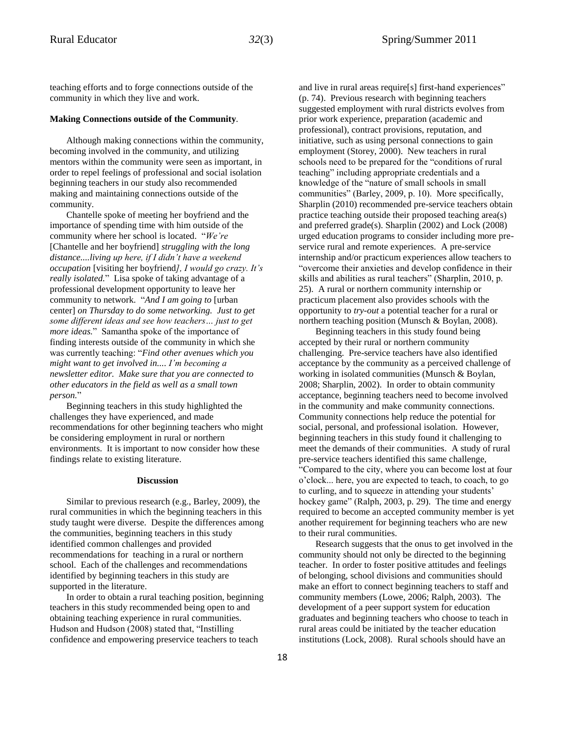teaching efforts and to forge connections outside of the community in which they live and work.

**Making Connections outside of the Community**.

Although making connections within the community, becoming involved in the community, and utilizing mentors within the community were seen as important, in order to repel feelings of professional and social isolation beginning teachers in our study also recommended making and maintaining connections outside of the community.

Chantelle spoke of meeting her boyfriend and the importance of spending time with him outside of the community where her school is located. "*We're* [Chantelle and her boyfriend] *struggling with the long distance....living up here, if I didn't have a weekend occupation* [visiting her boyfriend]*, I would go crazy. It's really isolated.*" Lisa spoke of taking advantage of a professional development opportunity to leave her community to network. "*And I am going to* [urban center] *on Thursday to do some networking. Just to get some different ideas and see how teachers… just to get more ideas.*" Samantha spoke of the importance of finding interests outside of the community in which she was currently teaching: "*Find other avenues which you might want to get involved in.... I'm becoming a newsletter editor. Make sure that you are connected to other educators in the field as well as a small town person.*"

Beginning teachers in this study highlighted the challenges they have experienced, and made recommendations for other beginning teachers who might be considering employment in rural or northern environments. It is important to now consider how these findings relate to existing literature.

## Discussion

Similar to previous research (e.g., Barley, 2009), the rural communities in which the beginning teachers in this study taught were diverse. Despite the differences among the communities, beginning teachers in this study identified common challenges and provided recommendations for teaching in a rural or northern school. Each of the challenges and recommendations identified by beginning teachers in this study are supported in the literature.

In order to obtain a rural teaching position, beginning teachers in this study recommended being open to and obtaining teaching experience in rural communities. Hudson and Hudson (2008) stated that, "Instilling confidence and empowering preservice teachers to teach and live in rural areas require[s] first-hand experiences" (p. 74). Previous research with beginning teachers suggested employment with rural districts evolves from prior work experience, preparation (academic and professional), contract provisions, reputation, and initiative, such as using personal connections to gain employment (Storey, 2000). New teachers in rural schools need to be prepared for the "conditions of rural teaching" including appropriate credentials and a knowledge of the "nature of small schools in small communities" (Barley, 2009, p. 10). More specifically, Sharplin (2010) recommended pre-service teachers obtain practice teaching outside their proposed teaching area(s) and preferred grade(s). Sharplin (2002) and Lock (2008) urged education programs to consider including more pre-service rural and remote experiences. A pre-service internship and/or practicum experiences allow teachers to "overcome their anxieties and develop confidence in their skills and abilities as rural teachers" (Sharplin, 2010, p. 25). A rural or northern community internship or practicum placement also provides schools with the opportunity to *try-out* a potential teacher for a rural or northern teaching position (Munsch & Boylan, 2008).

Beginning teachers in this study found being accepted by their rural or northern community challenging. Pre-service teachers have also identified acceptance by the community as a perceived challenge of working in isolated communities (Munsch & Boylan, 2008; Sharplin, 2002). In order to obtain community acceptance, beginning teachers need to become involved in the community and make community connections. Community connections help reduce the potential for social, personal, and professional isolation. However, beginning teachers in this study found it challenging to meet the demands of their communities. A study of rural pre-service teachers identified this same challenge, "Compared to the city, where you can become lost at four o'clock... here, you are expected to teach, to coach, to go to curling, and to squeeze in attending your students' hockey game" (Ralph, 2003, p. 29). The time and energy required to become an accepted community member is yet another requirement for beginning teachers who are new to their rural communities.

Research suggests that the onus to get involved in the community should not only be directed to the beginning teacher. In order to foster positive attitudes and feelings of belonging, school divisions and communities should make an effort to connect beginning teachers to staff and community members (Lowe, 2006; Ralph, 2003). The development of a peer support system for education graduates and beginning teachers who choose to teach in rural areas could be initiated by the teacher education institutions (Lock, 2008). Rural schools should have an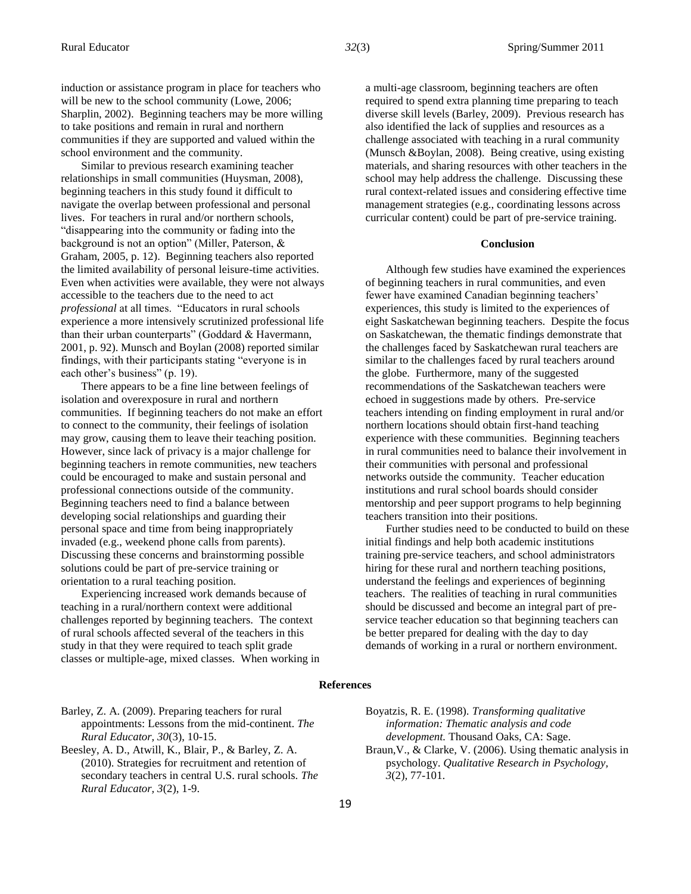induction or assistance program in place for teachers who will be new to the school community (Lowe, 2006; Sharplin, 2002). Beginning teachers may be more willing to take positions and remain in rural and northern communities if they are supported and valued within the school environment and the community.

Similar to previous research examining teacher relationships in small communities (Huysman, 2008), beginning teachers in this study found it difficult to navigate the overlap between professional and personal lives. For teachers in rural and/or northern schools, "disappearing into the community or fading into the background is not an option" (Miller, Paterson, & Graham, 2005, p. 12). Beginning teachers also reported the limited availability of personal leisure-time activities. Even when activities were available, they were not always accessible to the teachers due to the need to act *professional* at all times. "Educators in rural schools experience a more intensively scrutinized professional life than their urban counterparts" (Goddard & Havermann, 2001, p. 92). Munsch and Boylan (2008) reported similar findings, with their participants stating "everyone is in each other's business" (p. 19).

There appears to be a fine line between feelings of isolation and overexposure in rural and northern communities. If beginning teachers do not make an effort to connect to the community, their feelings of isolation may grow, causing them to leave their teaching position. However, since lack of privacy is a major challenge for beginning teachers in remote communities, new teachers could be encouraged to make and sustain personal and professional connections outside of the community. Beginning teachers need to find a balance between developing social relationships and guarding their personal space and time from being inappropriately invaded (e.g., weekend phone calls from parents). Discussing these concerns and brainstorming possible solutions could be part of pre-service training or orientation to a rural teaching position.

Experiencing increased work demands because of teaching in a rural/northern context were additional challenges reported by beginning teachers. The context of rural schools affected several of the teachers in this study in that they were required to teach split grade classes or multiple-age, mixed classes. When working in a multi-age classroom, beginning teachers are often required to spend extra planning time preparing to teach diverse skill levels (Barley, 2009). Previous research has also identified the lack of supplies and resources as a challenge associated with teaching in a rural community (Munsch &Boylan, 2008). Being creative, using existing materials, and sharing resources with other teachers in the school may help address the challenge. Discussing these rural context-related issues and considering effective time management strategies (e.g., coordinating lessons across curricular content) could be part of pre-service training.

## Conclusion

Although few studies have examined the experiences of beginning teachers in rural communities, and even fewer have examined Canadian beginning teachers' experiences, this study is limited to the experiences of eight Saskatchewan beginning teachers. Despite the focus on Saskatchewan, the thematic findings demonstrate that the challenges faced by Saskatchewan rural teachers are similar to the challenges faced by rural teachers around the globe. Furthermore, many of the suggested recommendations of the Saskatchewan teachers were echoed in suggestions made by others. Pre-service teachers intending on finding employment in rural and/or northern locations should obtain first-hand teaching experience with these communities. Beginning teachers in rural communities need to balance their involvement in their communities with personal and professional networks outside the community. Teacher education institutions and rural school boards should consider mentorship and peer support programs to help beginning teachers transition into their positions.

Further studies need to be conducted to build on these initial findings and help both academic institutions training pre-service teachers, and school administrators hiring for these rural and northern teaching positions, understand the feelings and experiences of beginning teachers. The realities of teaching in rural communities should be discussed and become an integral part of pre-service teacher education so that beginning teachers can be better prepared for dealing with the day to day demands of working in a rural or northern environment.

## References

Barley, Z. A. (2009). Preparing teachers for rural appointments: Lessons from the mid-continent. *The Rural Educator, 30*(3), 10-15.

Beesley, A. D., Atwill, K., Blair, P., & Barley, Z. A. (2010). Strategies for recruitment and retention of secondary teachers in central U.S. rural schools. *The Rural Educator, 3*(2), 1-9.

Boyatzis, R. E. (1998). *Transforming qualitative information: Thematic analysis and code development.* Thousand Oaks, CA: Sage.

Braun,V., & Clarke, V. (2006). Using thematic analysis in psychology. *Qualitative Research in Psychology, 3*(2), 77-101.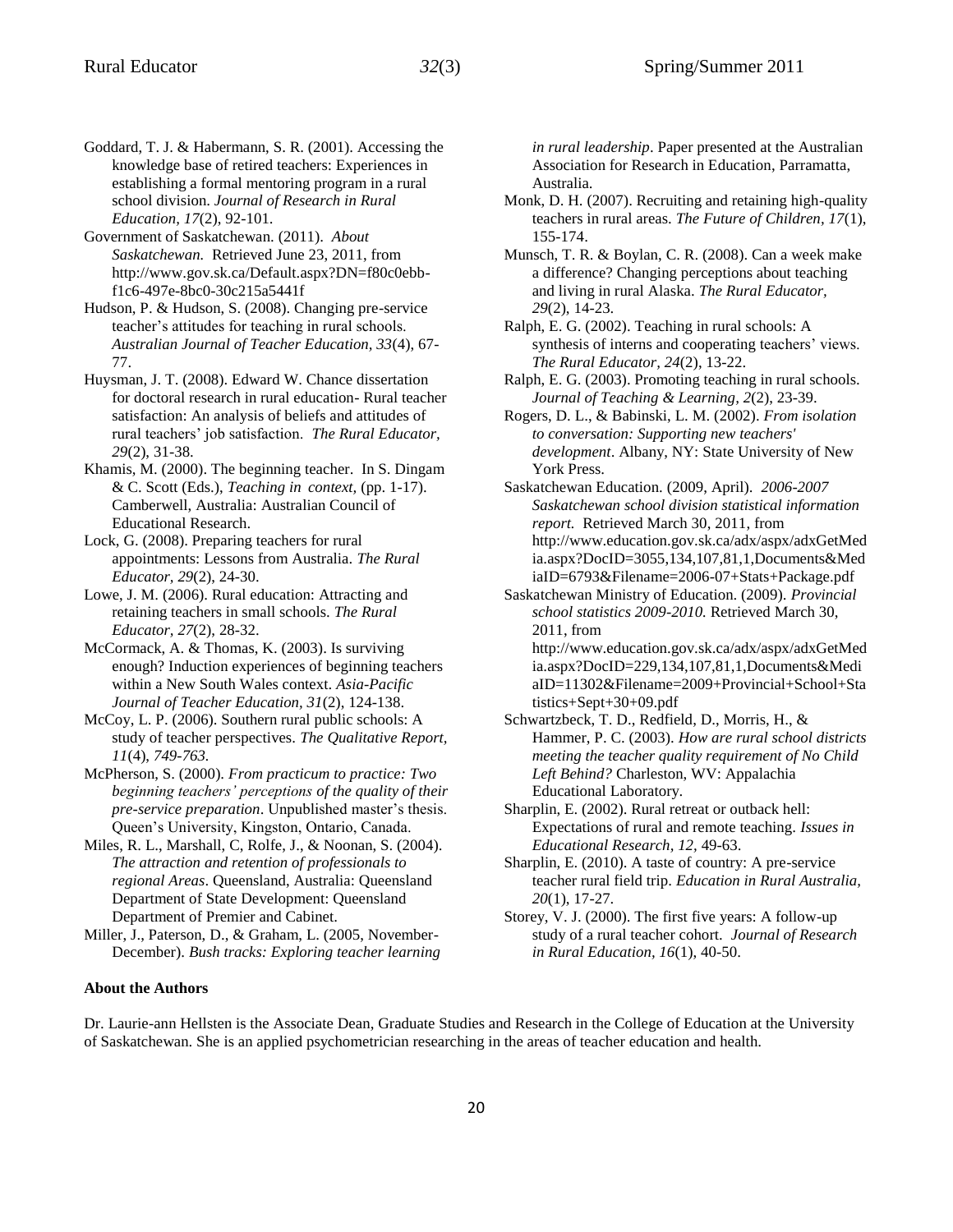Goddard, T. J. & Habermann, S. R. (2001). Accessing the knowledge base of retired teachers: Experiences in establishing a formal mentoring program in a rural school division. *Journal of Research in Rural Education, 17*(2), 92-101.

Government of Saskatchewan. (2011). *About Saskatchewan.* Retrieved June 23, 2011, from http://www.gov.sk.ca/Default.aspx?DN=f80c0ebb-f1c6-497e-8bc0-30c215a5441f

Hudson, P. & Hudson, S. (2008). Changing pre-service teacher's attitudes for teaching in rural schools. *Australian Journal of Teacher Education, 33*(4), 67-77.

Huysman, J. T. (2008). Edward W. Chance dissertation for doctoral research in rural education- Rural teacher satisfaction: An analysis of beliefs and attitudes of rural teachers' job satisfaction. *The Rural Educator, 29*(2), 31-38.

Khamis, M. (2000). The beginning teacher. In S. Dingam & C. Scott (Eds.), *Teaching in context*, (pp. 1-17). Camberwell, Australia: Australian Council of Educational Research.

Lock, G. (2008). Preparing teachers for rural appointments: Lessons from Australia. *The Rural Educator, 29*(2), 24-30.

Lowe, J. M. (2006). Rural education: Attracting and retaining teachers in small schools. *The Rural Educator, 27*(2), 28-32.

McCormack, A. & Thomas, K. (2003). Is surviving enough? Induction experiences of beginning teachers within a New South Wales context. *Asia-Pacific Journal of Teacher Education, 31*(2), 124-138.

McCoy, L. P. (2006). Southern rural public schools: A study of teacher perspectives. *The Qualitative Report, 11*(4), *749-763.*

McPherson, S. (2000). *From practicum to practice: Two beginning teachers' perceptions of the quality of their pre-service preparation*. Unpublished master's thesis. Queen's University, Kingston, Ontario, Canada.

Miles, R. L., Marshall, C, Rolfe, J., & Noonan, S. (2004). *The attraction and retention of professionals to regional Areas*. Queensland, Australia: Queensland Department of State Development: Queensland Department of Premier and Cabinet.

Miller, J., Paterson, D., & Graham, L. (2005, November-December). *Bush tracks: Exploring teacher learning in rural leadership*. Paper presented at the Australian Association for Research in Education, Parramatta, Australia.

Monk, D. H. (2007). Recruiting and retaining high-quality teachers in rural areas. *The Future of Children, 17*(1), 155-174.

Munsch, T. R. & Boylan, C. R. (2008). Can a week make a difference? Changing perceptions about teaching and living in rural Alaska. *The Rural Educator, 29*(2), 14-23.

Ralph, E. G. (2002). Teaching in rural schools: A synthesis of interns and cooperating teachers' views. *The Rural Educator, 24*(2), 13-22.

Ralph, E. G. (2003). Promoting teaching in rural schools. *Journal of Teaching & Learning, 2*(2), 23-39.

Rogers, D. L., & Babinski, L. M. (2002). *From isolation to conversation: Supporting new teachers' development*. Albany, NY: State University of New York Press.

Saskatchewan Education. (2009, April). *2006-2007 Saskatchewan school division statistical information report.* Retrieved March 30, 2011, from http://www.education.gov.sk.ca/adx/aspx/adxGetMedia.aspx?DocID=3055,134,107,81,1,Documents&MediaID=6793&Filename=2006-07+Stats+Package.pdf

Saskatchewan Ministry of Education. (2009). *Provincial school statistics 2009-2010.* Retrieved March 30, 2011, from http://www.education.gov.sk.ca/adx/aspx/adxGetMedia.aspx?DocID=229,134,107,81,1,Documents&MediaID=11302&Filename=2009+Provincial+School+Statistics+Sept+30+09.pdf

Schwartzbeck, T. D., Redfield, D., Morris, H., & Hammer, P. C. (2003). *How are rural school districts meeting the teacher quality requirement of No Child Left Behind?* Charleston, WV: Appalachia Educational Laboratory.

Sharplin, E. (2002). Rural retreat or outback hell: Expectations of rural and remote teaching. *Issues in Educational Research, 12,* 49-63.

Sharplin, E. (2010). A taste of country: A pre-service teacher rural field trip. *Education in Rural Australia, 20*(1), 17-27.

Storey, V. J. (2000). The first five years: A follow-up study of a rural teacher cohort. *Journal of Research in Rural Education, 16*(1), 40-50.

**About the Authors**

Dr. Laurie-ann Hellsten is the Associate Dean, Graduate Studies and Research in the College of Education at the University of Saskatchewan. She is an applied psychometrician researching in the areas of teacher education and health.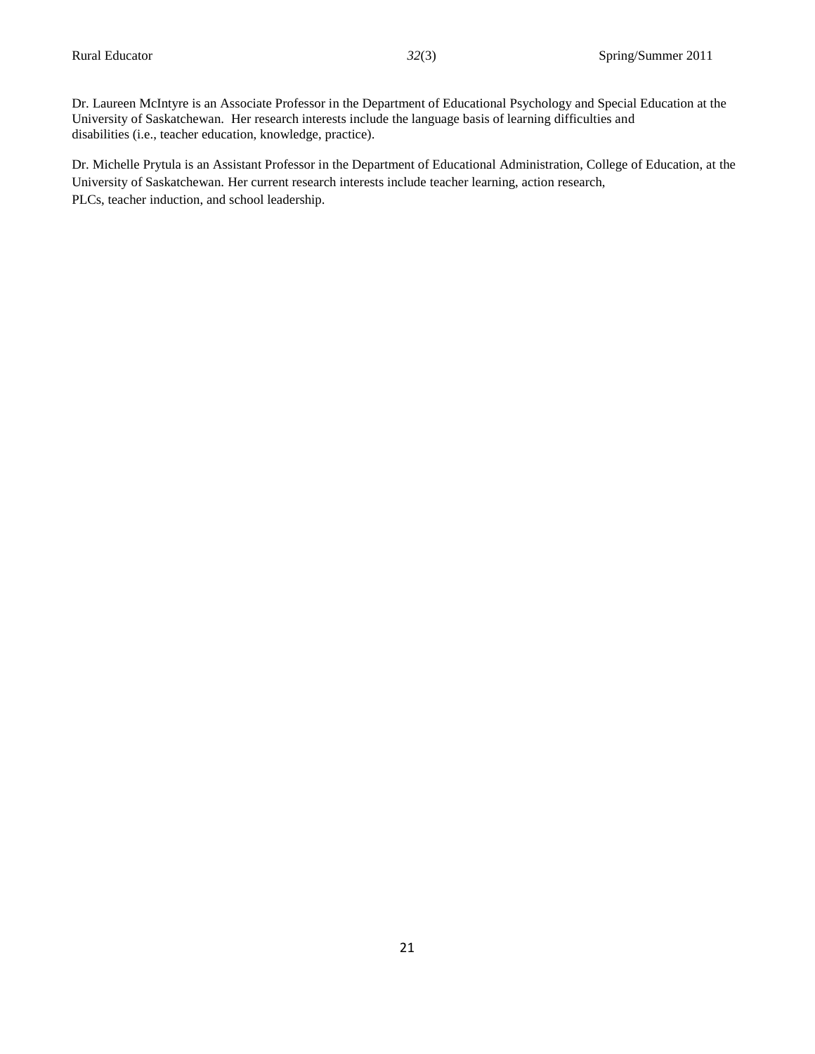Dr. Laureen McIntyre is an Associate Professor in the Department of Educational Psychology and Special Education at the University of Saskatchewan. Her research interests include the language basis of learning difficulties and disabilities (i.e., teacher education, knowledge, practice).

Dr. Michelle Prytula is an Assistant Professor in the Department of Educational Administration, College of Education, at the University of Saskatchewan. Her current research interests include teacher learning, action research, PLCs, teacher induction, and school leadership.